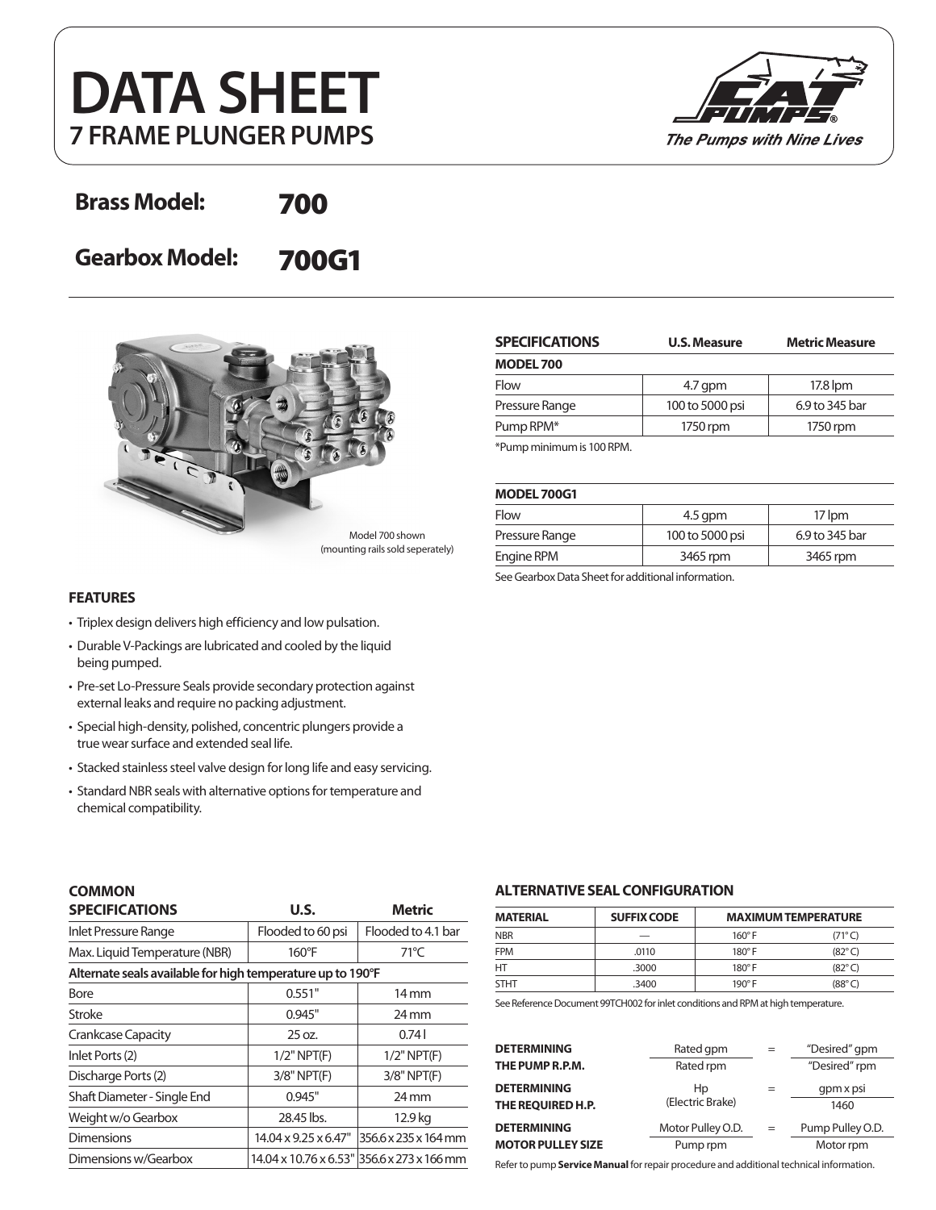# DATA SHEET

## 7 FRAME PLUNGER PUMPS

The Pumps with Nine Lives

**Brass Model: 700**

**Gearbox Model: 700G1**

Model 700 shown
(mounting rails sold seperately)

| SPECIFICATIONS | U.S. Measure | Metric Measure |
|---|---|---|
| **MODEL 700** | | |
| Flow | 4.7 gpm | 17.8 lpm |
| Pressure Range | 100 to 5000 psi | 6.9 to 345 bar |
| Pump RPM* | 1750 rpm | 1750 rpm |

*Pump minimum is 100 RPM.

| MODEL 700G1 | | |
|---|---|---|
| Flow | 4.5 gpm | 17 lpm |
| Pressure Range | 100 to 5000 psi | 6.9 to 345 bar |
| Engine RPM | 3465 rpm | 3465 rpm |

See Gearbox Data Sheet for additional information.

### FEATURES

- Triplex design delivers high efficiency and low pulsation.
- Durable V-Packings are lubricated and cooled by the liquid being pumped.
- Pre-set Lo-Pressure Seals provide secondary protection against external leaks and require no packing adjustment.
- Special high-density, polished, concentric plungers provide a true wear surface and extended seal life.
- Stacked stainless steel valve design for long life and easy servicing.
- Standard NBR seals with alternative options for temperature and chemical compatibility.

| COMMON SPECIFICATIONS | U.S. | Metric |
|---|---|---|
| Inlet Pressure Range | Flooded to 60 psi | Flooded to 4.1 bar |
| Max. Liquid Temperature (NBR) | 160°F | 71°C |
| **Alternate seals available for high temperature up to 190°F** | | |
| Bore | 0.551" | 14 mm |
| Stroke | 0.945" | 24 mm |
| Crankcase Capacity | 25 oz. | 0.74 l |
| Inlet Ports (2) | 1/2" NPT(F) | 1/2" NPT(F) |
| Discharge Ports (2) | 3/8" NPT(F) | 3/8" NPT(F) |
| Shaft Diameter - Single End | 0.945" | 24 mm |
| Weight w/o Gearbox | 28.45 lbs. | 12.9 kg |
| Dimensions | 14.04 x 9.25 x 6.47" | 356.6 x 235 x 164 mm |
| Dimensions w/Gearbox | 14.04 x 10.76 x 6.53" | 356.6 x 273 x 166 mm |

### ALTERNATIVE SEAL CONFIGURATION

| MATERIAL | SUFFIX CODE | MAXIMUM TEMPERATURE | |
|---|---|---|---|
| NBR | — | 160° F | (71° C) |
| FPM | .0110 | 180° F | (82° C) |
| HT | .3000 | 180° F | (82° C) |
| STHT | .3400 | 190° F | (88° C) |

See Reference Document 99TCH002 for inlet conditions and RPM at high temperature.

**DETERMINING THE PUMP R.P.M.**

$$\frac{\text{Rated gpm}}{\text{Rated rpm}} = \frac{\text{"Desired" gpm}}{\text{"Desired" rpm}}$$

**DETERMINING THE REQUIRED H.P.**

$$\text{Hp (Electric Brake)} = \frac{\text{gpm} \times \text{psi}}{1460}$$

**DETERMINING MOTOR PULLEY SIZE**

$$\frac{\text{Motor Pulley O.D.}}{\text{Pump rpm}} = \frac{\text{Pump Pulley O.D.}}{\text{Motor rpm}}$$

Refer to pump **Service Manual** for repair procedure and additional technical information.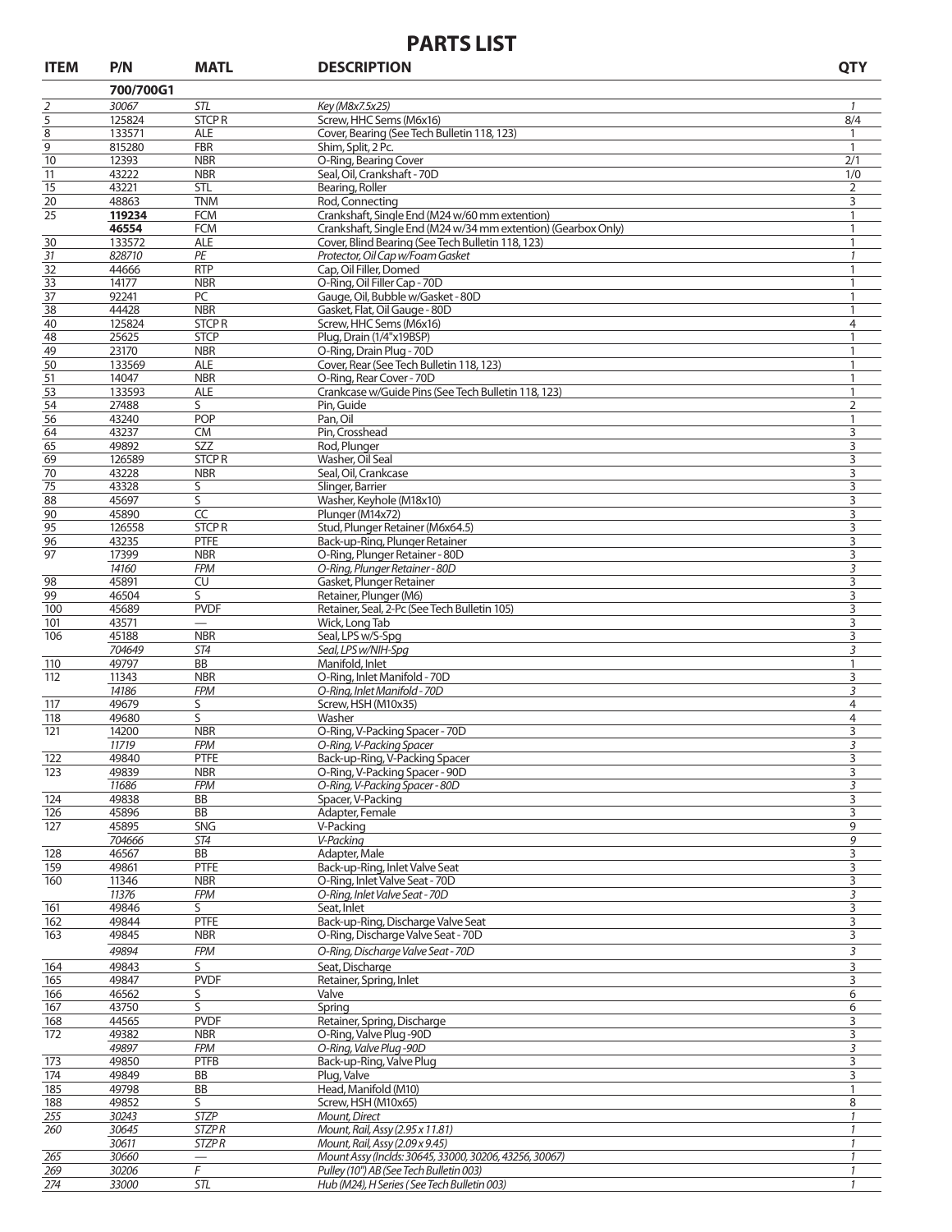# PARTS LIST

| ITEM | P/N | MATL | DESCRIPTION | QTY |
|---|---|---|---|---|
| | **700/700G1** | | | |
| *2* | *30067* | *STL* | *Key (M8x7.5x25)* | *1* |
| 5 | 125824 | STCP R | Screw, HHC Sems (M6x16) | 8/4 |
| 8 | 133571 | ALE | Cover, Bearing (See Tech Bulletin 118, 123) | 1 |
| 9 | 815280 | FBR | Shim, Split, 2 Pc. | 1 |
| 10 | 12393 | NBR | O-Ring, Bearing Cover | 2/1 |
| 11 | 43222 | NBR | Seal, Oil, Crankshaft - 70D | 1/0 |
| 15 | 43221 | STL | Bearing, Roller | 2 |
| 20 | 48863 | TNM | Rod, Connecting | 3 |
| 25 | **119234** | FCM | Crankshaft, Single End (M24 w/60 mm extention) | 1 |
| | **46554** | FCM | Crankshaft, Single End (M24 w/34 mm extention) (Gearbox Only) | 1 |
| 30 | 133572 | ALE | Cover, Blind Bearing (See Tech Bulletin 118, 123) | 1 |
| *31* | *828710* | *PE* | *Protector, Oil Cap w/Foam Gasket* | *1* |
| 32 | 44666 | RTP | Cap, Oil Filler, Domed | 1 |
| 33 | 14177 | NBR | O-Ring, Oil Filler Cap - 70D | 1 |
| 37 | 92241 | PC | Gauge, Oil, Bubble w/Gasket - 80D | 1 |
| 38 | 44428 | NBR | Gasket, Flat, Oil Gauge - 80D | 1 |
| 40 | 125824 | STCP R | Screw, HHC Sems (M6x16) | 4 |
| 48 | 25625 | STCP | Plug, Drain (1/4"x19BSP) | 1 |
| 49 | 23170 | NBR | O-Ring, Drain Plug - 70D | 1 |
| 50 | 133569 | ALE | Cover, Rear (See Tech Bulletin 118, 123) | 1 |
| 51 | 14047 | NBR | O-Ring, Rear Cover - 70D | 1 |
| 53 | 133593 | ALE | Crankcase w/Guide Pins (See Tech Bulletin 118, 123) | 1 |
| 54 | 27488 | S | Pin, Guide | 2 |
| 56 | 43240 | POP | Pan, Oil | 1 |
| 64 | 43237 | CM | Pin, Crosshead | 3 |
| 65 | 49892 | SZZ | Rod, Plunger | 3 |
| 69 | 126589 | STCP R | Washer, Oil Seal | 3 |
| 70 | 43228 | NBR | Seal, Oil, Crankcase | 3 |
| 75 | 43328 | S | Slinger, Barrier | 3 |
| 88 | 45697 | S | Washer, Keyhole (M18x10) | 3 |
| 90 | 45890 | CC | Plunger (M14x72) | 3 |
| 95 | 126558 | STCP R | Stud, Plunger Retainer (M6x64.5) | 3 |
| 96 | 43235 | PTFE | Back-up-Ring, Plunger Retainer | 3 |
| 97 | 17399 | NBR | O-Ring, Plunger Retainer - 80D | 3 |
| | *14160* | *FPM* | *O-Ring, Plunger Retainer - 80D* | *3* |
| 98 | 45891 | CU | Gasket, Plunger Retainer | 3 |
| 99 | 46504 | S | Retainer, Plunger (M6) | 3 |
| 100 | 45689 | PVDF | Retainer, Seal, 2-Pc (See Tech Bulletin 105) | 3 |
| 101 | 43571 | — | Wick, Long Tab | 3 |
| 106 | 45188 | NBR | Seal, LPS w/S-Spg | 3 |
| | *704649* | *ST4* | *Seal, LPS w/NIH-Spg* | *3* |
| 110 | 49797 | BB | Manifold, Inlet | 1 |
| 112 | 11343 | NBR | O-Ring, Inlet Manifold - 70D | 3 |
| | *14186* | *FPM* | *O-Ring, Inlet Manifold - 70D* | *3* |
| 117 | 49679 | S | Screw, HSH (M10x35) | 4 |
| 118 | 49680 | S | Washer | 4 |
| 121 | 14200 | NBR | O-Ring, V-Packing Spacer - 70D | 3 |
| | *11719* | *FPM* | *O-Ring, V-Packing Spacer* | *3* |
| 122 | 49840 | PTFE | Back-up-Ring, V-Packing Spacer | 3 |
| 123 | 49839 | NBR | O-Ring, V-Packing Spacer - 90D | 3 |
| | *11686* | *FPM* | *O-Ring, V-Packing Spacer - 80D* | *3* |
| 124 | 49838 | BB | Spacer, V-Packing | 3 |
| 126 | 45896 | BB | Adapter, Female | 3 |
| 127 | 45895 | SNG | V-Packing | 9 |
| | *704666* | *ST4* | *V-Packing* | *9* |
| 128 | 46567 | BB | Adapter, Male | 3 |
| 159 | 49861 | PTFE | Back-up-Ring, Inlet Valve Seat | 3 |
| 160 | 11346 | NBR | O-Ring, Inlet Valve Seat - 70D | 3 |
| | *11376* | *FPM* | *O-Ring, Inlet Valve Seat - 70D* | *3* |
| 161 | 49846 | S | Seat, Inlet | 3 |
| 162 | 49844 | PTFE | Back-up-Ring, Discharge Valve Seat | 3 |
| 163 | 49845 | NBR | O-Ring, Discharge Valve Seat - 70D | 3 |
| | *49894* | *FPM* | *O-Ring, Discharge Valve Seat - 70D* | *3* |
| 164 | 49843 | S | Seat, Discharge | 3 |
| 165 | 49847 | PVDF | Retainer, Spring, Inlet | 3 |
| 166 | 46562 | S | Valve | 6 |
| 167 | 43750 | S | Spring | 6 |
| 168 | 44565 | PVDF | Retainer, Spring, Discharge | 3 |
| 172 | 49382 | NBR | O-Ring, Valve Plug -90D | 3 |
| | *49897* | *FPM* | *O-Ring, Valve Plug -90D* | *3* |
| 173 | 49850 | PTFB | Back-up-Ring, Valve Plug | 3 |
| 174 | 49849 | BB | Plug, Valve | 3 |
| 185 | 49798 | BB | Head, Manifold (M10) | 1 |
| 188 | 49852 | S | Screw, HSH (M10x65) | 8 |
| *255* | *30243* | *STZP* | *Mount, Direct* | *1* |
| *260* | *30645* | *STZP R* | *Mount, Rail, Assy (2.95 x 11.81)* | *1* |
| | *30611* | *STZP R* | *Mount, Rail, Assy (2.09 x 9.45)* | *1* |
| *265* | *30660* | *—* | *Mount Assy (Inclds: 30645, 33000, 30206, 43256, 30067)* | *1* |
| *269* | *30206* | *F* | *Pulley (10") AB (See Tech Bulletin 003)* | *1* |
| *274* | *33000* | *STL* | *Hub (M24), H Series ( See Tech Bulletin 003)* | *1* |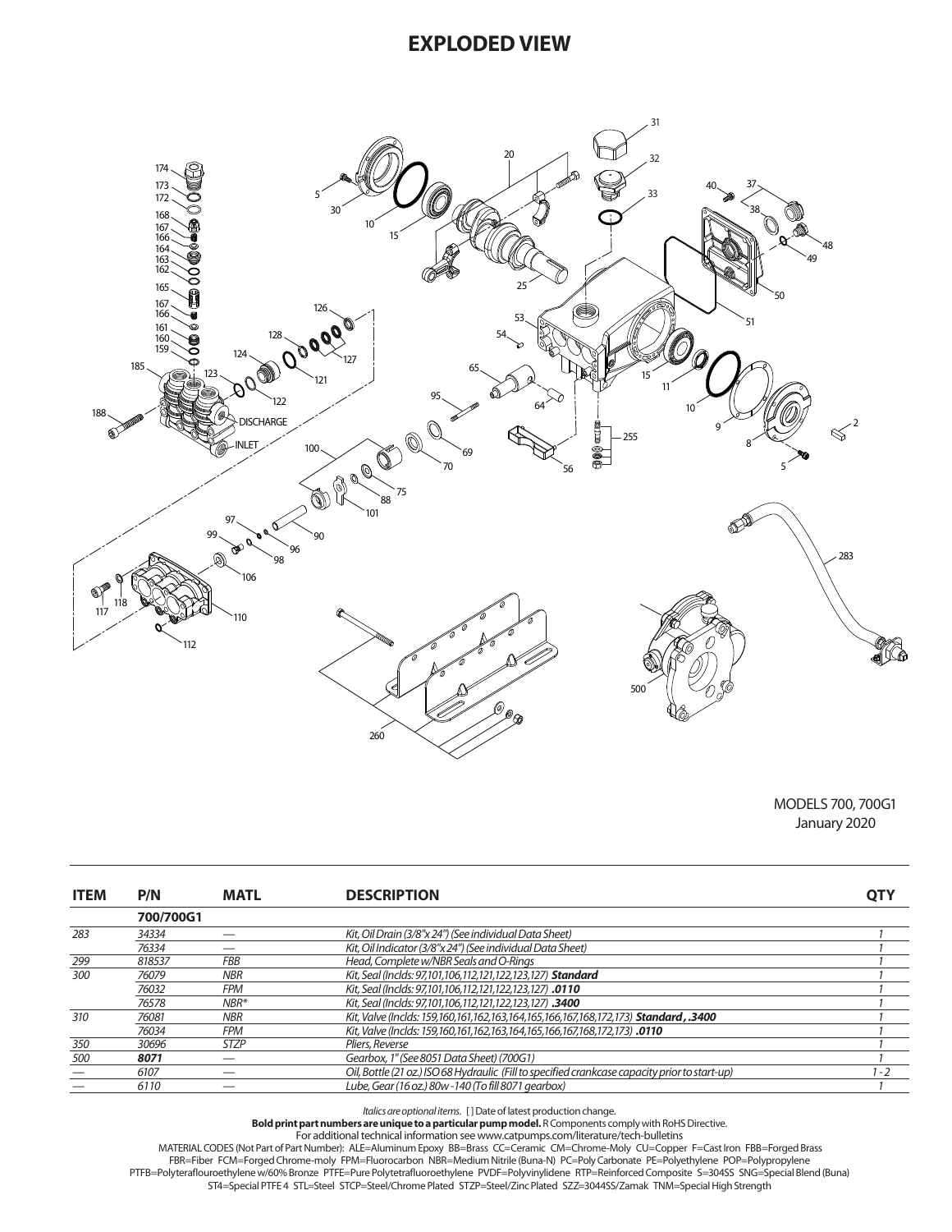# EXPLODED VIEW

MODELS 700, 700G1
January 2020

| ITEM | P/N | MATL | DESCRIPTION | QTY |
|---|---|---|---|---|
| | 700/700G1 | | | |
| *283* | *34334* | — | *Kit, Oil Drain (3/8"x 24") (See individual Data Sheet)* | *1* |
| | *76334* | — | *Kit, Oil Indicator (3/8"x 24") (See individual Data Sheet)* | *1* |
| *299* | *818537* | *FBB* | *Head, Complete w/NBR Seals and O-Rings* | *1* |
| *300* | *76079* | *NBR* | *Kit, Seal (Inclds: 97,101,106,112,121,122,123,127)* ***Standard*** | *1* |
| | *76032* | *FPM* | *Kit, Seal (Inclds: 97,101,106,112,121,122,123,127)* ***.0110*** | *1* |
| | *76578* | *NBR** | *Kit, Seal (Inclds: 97,101,106,112,121,122,123,127)* ***.3400*** | *1* |
| *310* | *76081* | *NBR* | *Kit, Valve (Inclds: 159,160,161,162,163,164,165,166,167,168,172,173)* ***Standard , .3400*** | *1* |
| | *76034* | *FPM* | *Kit, Valve (Inclds: 159,160,161,162,163,164,165,166,167,168,172,173)* ***.0110*** | *1* |
| *350* | *30696* | *STZP* | *Pliers, Reverse* | *1* |
| *500* | ***8071*** | — | *Gearbox, 1" (See 8051 Data Sheet) (700G1)* | *1* |
| — | *6107* | — | *Oil, Bottle (21 oz.) ISO 68 Hydraulic (Fill to specified crankcase capacity prior to start-up)* | *1 - 2* |
| — | *6110* | — | *Lube, Gear (16 oz.) 80w -140 (To fill 8071 gearbox)* | *1* |

*Italics are optional items.* [ ] Date of latest production change.

**Bold print part numbers are unique to a particular pump model.** R Components comply with RoHS Directive.

For additional technical information see www.catpumps.com/literature/tech-bulletins

MATERIAL CODES (Not Part of Part Number): ALE=Aluminum Epoxy BB=Brass CC=Ceramic CM=Chrome-Moly CU=Copper F=Cast Iron FBB=Forged Brass FBR=Fiber FCM=Forged Chrome-moly FPM=Fluorocarbon NBR=Medium Nitrile (Buna-N) PC=Poly Carbonate PE=Polyethylene POP=Polypropylene PTFB=Polyteraflouroethylene w/60% Bronze PTFE=Pure Polytetrafluoroethylene PVDF=Polyvinylidene RTP=Reinforced Composite S=304SS SNG=Special Blend (Buna) ST4=Special PTFE 4 STL=Steel STCP=Steel/Chrome Plated STZP=Steel/Zinc Plated SZZ=3044SS/Zamak TNM=Special High Strength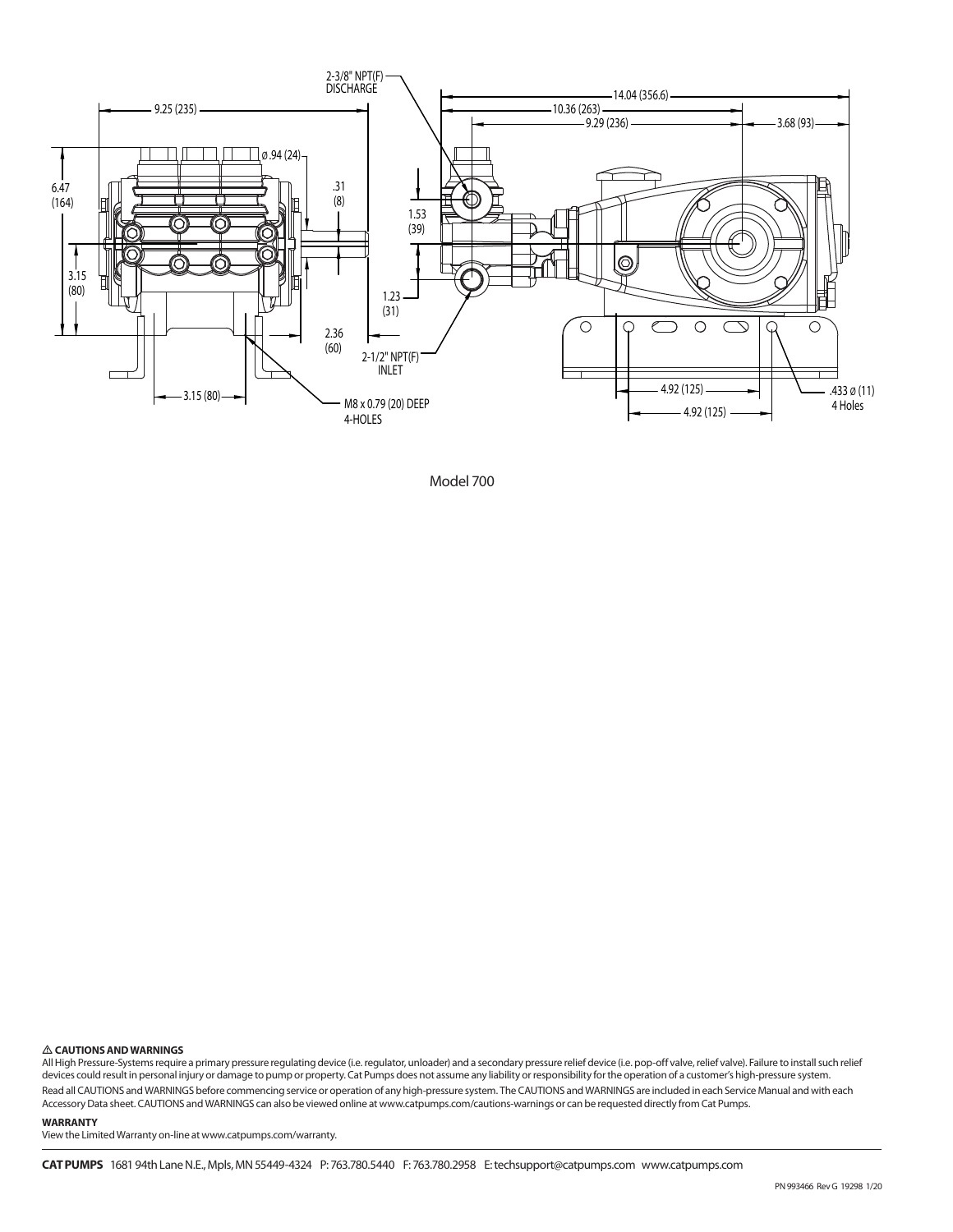2-3/8" NPT(F)
DISCHARGE

14.04 (356.6)

9.25 (235)

10.36 (263)

9.29 (236)

3.68 (93)

ø .94 (24)

6.47
(164)

.31
(8)

1.53
(39)

3.15
(80)

1.23
(31)

2.36
(60)

2-1/2" NPT(F)
INLET

4.92 (125)

.433 ø (11)
4 Holes

3.15 (80)

M8 x 0.79 (20) DEEP
4-HOLES

4.92 (125)

Model 700

**⚠ CAUTIONS AND WARNINGS**

All High Pressure-Systems require a primary pressure regulating device (i.e. regulator, unloader) and a secondary pressure relief device (i.e. pop-off valve, relief valve). Failure to install such relief devices could result in personal injury or damage to pump or property. Cat Pumps does not assume any liability or responsibility for the operation of a customer's high-pressure system.

Read all CAUTIONS and WARNINGS before commencing service or operation of any high-pressure system. The CAUTIONS and WARNINGS are included in each Service Manual and with each Accessory Data sheet. CAUTIONS and WARNINGS can also be viewed online at www.catpumps.com/cautions-warnings or can be requested directly from Cat Pumps.

**WARRANTY**

View the Limited Warranty on-line at www.catpumps.com/warranty.

**CAT PUMPS** 1681 94th Lane N.E., Mpls, MN 55449-4324 P: 763.780.5440 F: 763.780.2958 E: techsupport@catpumps.com www.catpumps.com

PN 993466 Rev G 19298 1/20